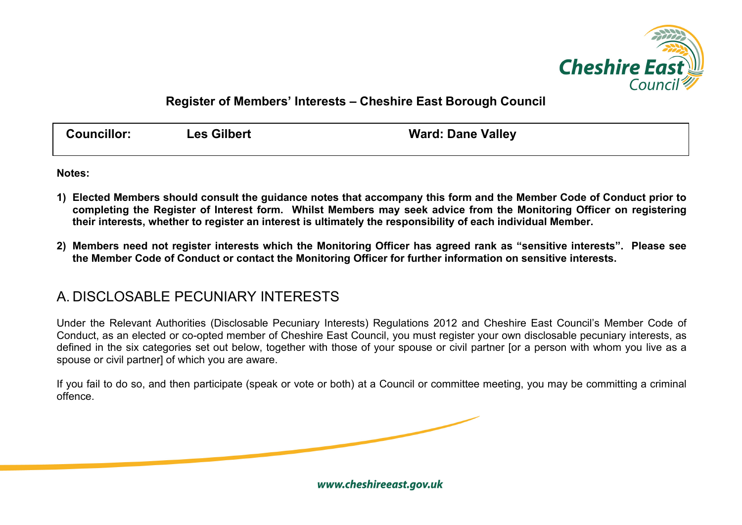## Register of Members' Interests – Cheshire East Borough Council

| Councillor: | Les Gilbert | Ward: Dane Valley |
|---|---|---|

**Notes:**

1) **Elected Members should consult the guidance notes that accompany this form and the Member Code of Conduct prior to completing the Register of Interest form. Whilst Members may seek advice from the Monitoring Officer on registering their interests, whether to register an interest is ultimately the responsibility of each individual Member.**

2) **Members need not register interests which the Monitoring Officer has agreed rank as "sensitive interests". Please see the Member Code of Conduct or contact the Monitoring Officer for further information on sensitive interests.**

# A. DISCLOSABLE PECUNIARY INTERESTS

Under the Relevant Authorities (Disclosable Pecuniary Interests) Regulations 2012 and Cheshire East Council's Member Code of Conduct, as an elected or co-opted member of Cheshire East Council, you must register your own disclosable pecuniary interests, as defined in the six categories set out below, together with those of your spouse or civil partner [or a person with whom you live as a spouse or civil partner] of which you are aware.

If you fail to do so, and then participate (speak or vote or both) at a Council or committee meeting, you may be committing a criminal offence.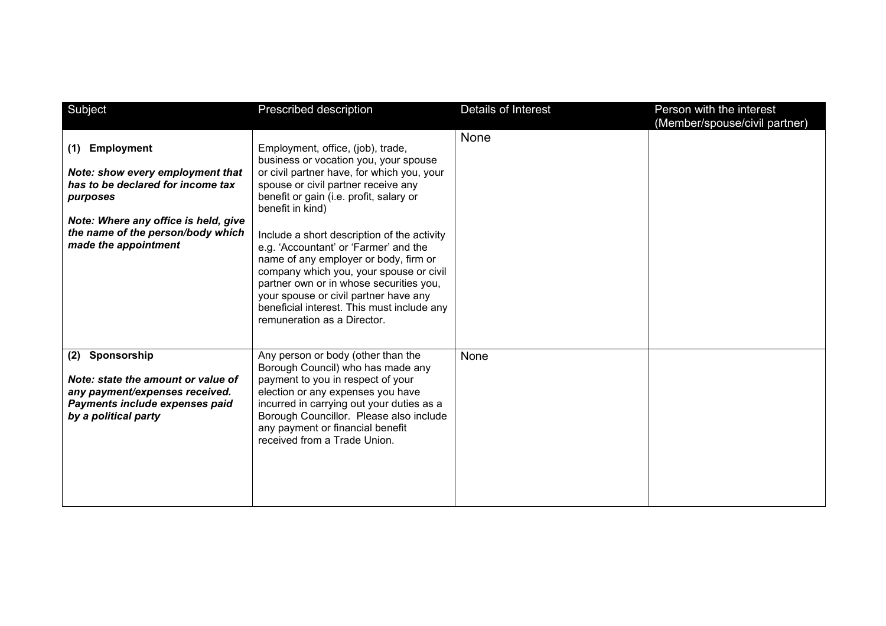| Subject | Prescribed description | Details of Interest | Person with the interest (Member/spouse/civil partner) |
|---|---|---|---|
| **(1) Employment**<br><br>***Note: show every employment that has to be declared for income tax purposes***<br><br>***Note: Where any office is held, give the name of the person/body which made the appointment*** | Employment, office, (job), trade, business or vocation you, your spouse or civil partner have, for which you, your spouse or civil partner receive any benefit or gain (i.e. profit, salary or benefit in kind)<br><br>Include a short description of the activity e.g. 'Accountant' or 'Farmer' and the name of any employer or body, firm or company which you, your spouse or civil partner own or in whose securities you, your spouse or civil partner have any beneficial interest. This must include any remuneration as a Director. | None | |
| **(2) Sponsorship**<br><br>***Note: state the amount or value of any payment/expenses received. Payments include expenses paid by a political party*** | Any person or body (other than the Borough Council) who has made any payment to you in respect of your election or any expenses you have incurred in carrying out your duties as a Borough Councillor. Please also include any payment or financial benefit received from a Trade Union. | None | |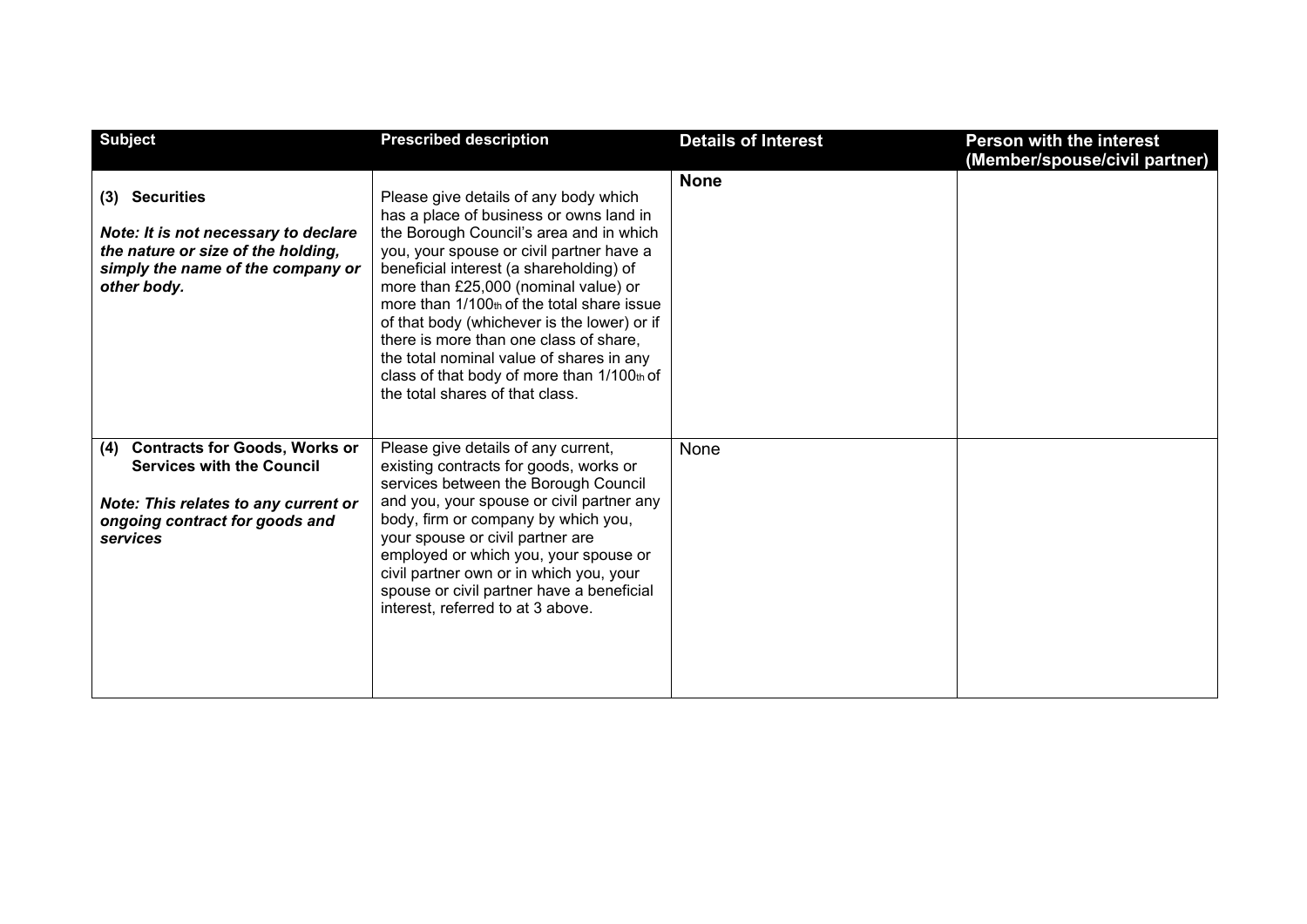| Subject | Prescribed description | Details of Interest | Person with the interest (Member/spouse/civil partner) |
|---|---|---|---|
| **(3) Securities**<br><br>***Note: It is not necessary to declare the nature or size of the holding, simply the name of the company or other body.*** | Please give details of any body which has a place of business or owns land in the Borough Council's area and in which you, your spouse or civil partner have a beneficial interest (a shareholding) of more than £25,000 (nominal value) or more than 1/100th of the total share issue of that body (whichever is the lower) or if there is more than one class of share, the total nominal value of shares in any class of that body of more than 1/100th of the total shares of that class. | **None** | |
| **(4) Contracts for Goods, Works or Services with the Council**<br><br>***Note: This relates to any current or ongoing contract for goods and services*** | Please give details of any current, existing contracts for goods, works or services between the Borough Council and you, your spouse or civil partner any body, firm or company by which you, your spouse or civil partner are employed or which you, your spouse or civil partner own or in which you, your spouse or civil partner have a beneficial interest, referred to at 3 above. | None | |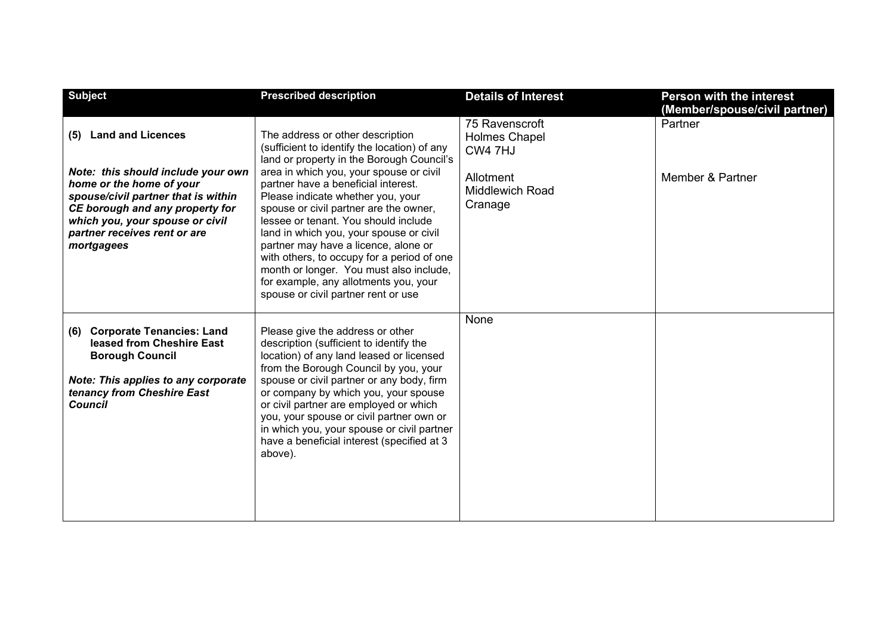| Subject | Prescribed description | Details of Interest | Person with the interest (Member/spouse/civil partner) |
|---|---|---|---|
| **(5) Land and Licences**<br><br>***Note: this should include your own home or the home of your spouse/civil partner that is within CE borough and any property for which you, your spouse or civil partner receives rent or are mortgagees*** | The address or other description (sufficient to identify the location) of any land or property in the Borough Council's area in which you, your spouse or civil partner have a beneficial interest. Please indicate whether you, your spouse or civil partner are the owner, lessee or tenant. You should include land in which you, your spouse or civil partner may have a licence, alone or with others, to occupy for a period of one month or longer. You must also include, for example, any allotments you, your spouse or civil partner rent or use | 75 Ravenscroft<br>Holmes Chapel<br>CW4 7HJ<br><br>Allotment<br>Middlewich Road<br>Cranage | Partner<br><br><br><br>Member & Partner |
| **(6) Corporate Tenancies: Land leased from Cheshire East Borough Council**<br><br>***Note: This applies to any corporate tenancy from Cheshire East Council*** | Please give the address or other description (sufficient to identify the location) of any land leased or licensed from the Borough Council by you, your spouse or civil partner or any body, firm or company by which you, your spouse or civil partner are employed or which you, your spouse or civil partner own or in which you, your spouse or civil partner have a beneficial interest (specified at 3 above). | None | |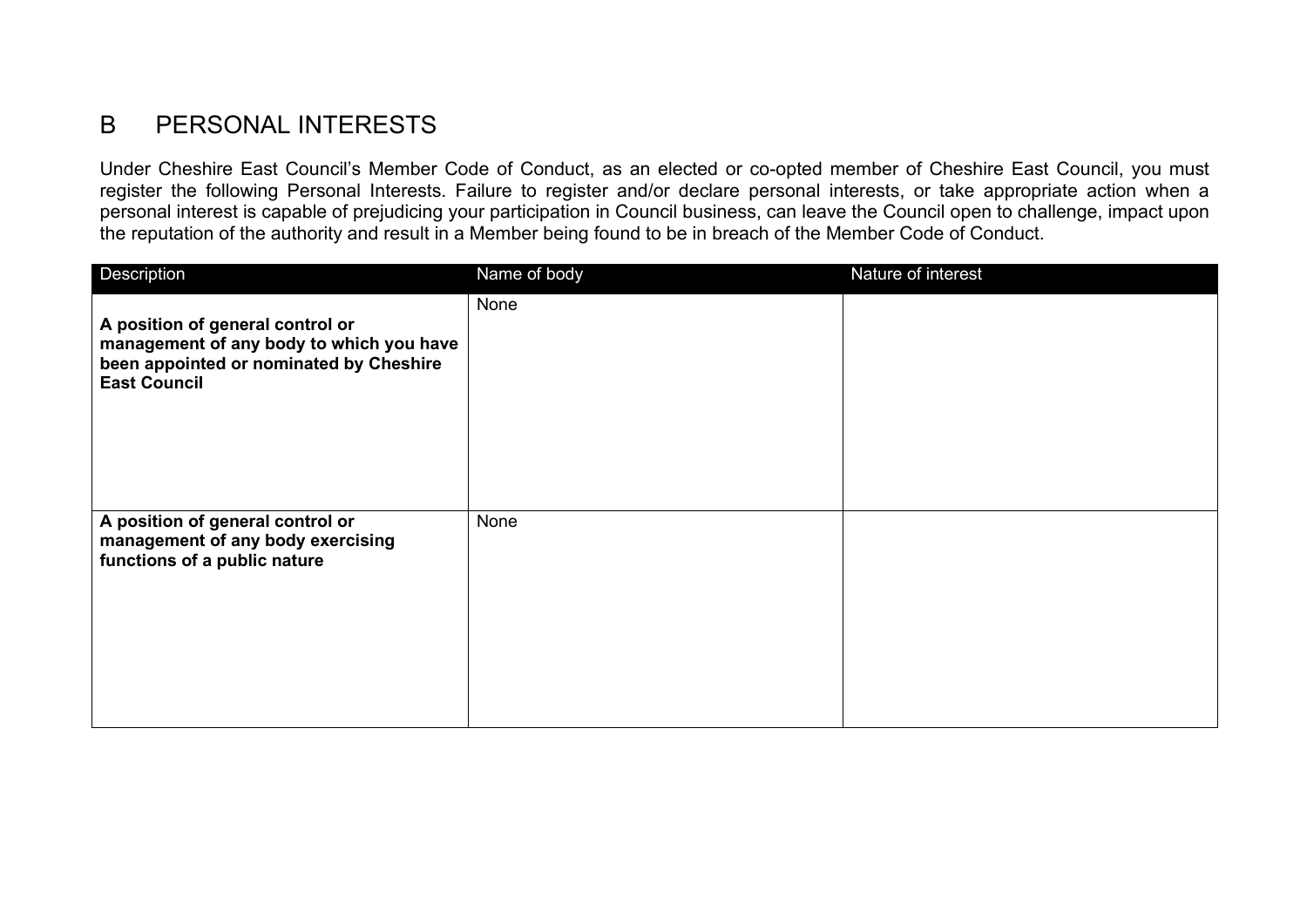## B PERSONAL INTERESTS

Under Cheshire East Council's Member Code of Conduct, as an elected or co-opted member of Cheshire East Council, you must register the following Personal Interests. Failure to register and/or declare personal interests, or take appropriate action when a personal interest is capable of prejudicing your participation in Council business, can leave the Council open to challenge, impact upon the reputation of the authority and result in a Member being found to be in breach of the Member Code of Conduct.

| Description | Name of body | Nature of interest |
|---|---|---|
| **A position of general control or management of any body to which you have been appointed or nominated by Cheshire East Council** | None | |
| **A position of general control or management of any body exercising functions of a public nature** | None | |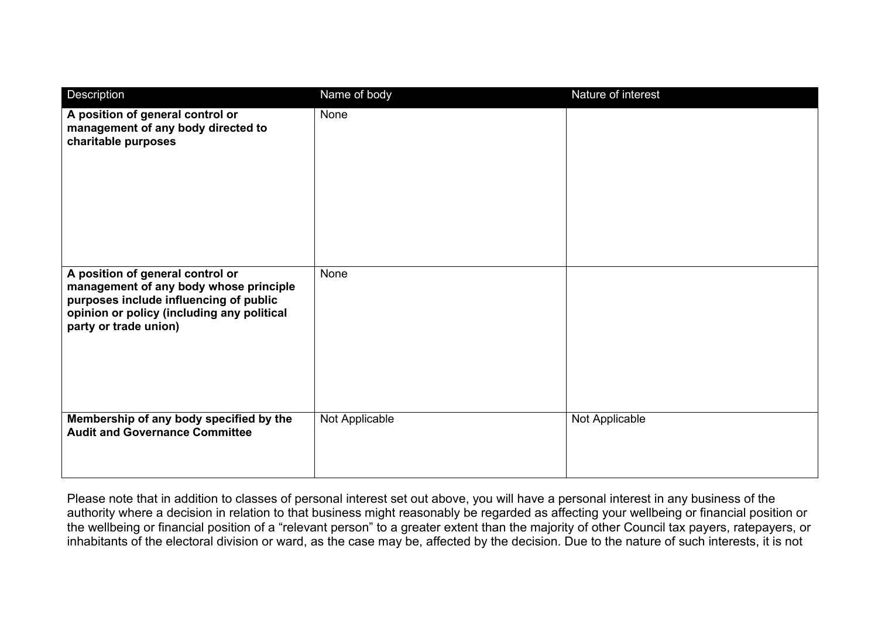| Description | Name of body | Nature of interest |
| --- | --- | --- |
| **A position of general control or management of any body directed to charitable purposes** | None | |
| **A position of general control or management of any body whose principle purposes include influencing of public opinion or policy (including any political party or trade union)** | None | |
| **Membership of any body specified by the Audit and Governance Committee** | Not Applicable | Not Applicable |

Please note that in addition to classes of personal interest set out above, you will have a personal interest in any business of the authority where a decision in relation to that business might reasonably be regarded as affecting your wellbeing or financial position or the wellbeing or financial position of a “relevant person” to a greater extent than the majority of other Council tax payers, ratepayers, or inhabitants of the electoral division or ward, as the case may be, affected by the decision. Due to the nature of such interests, it is not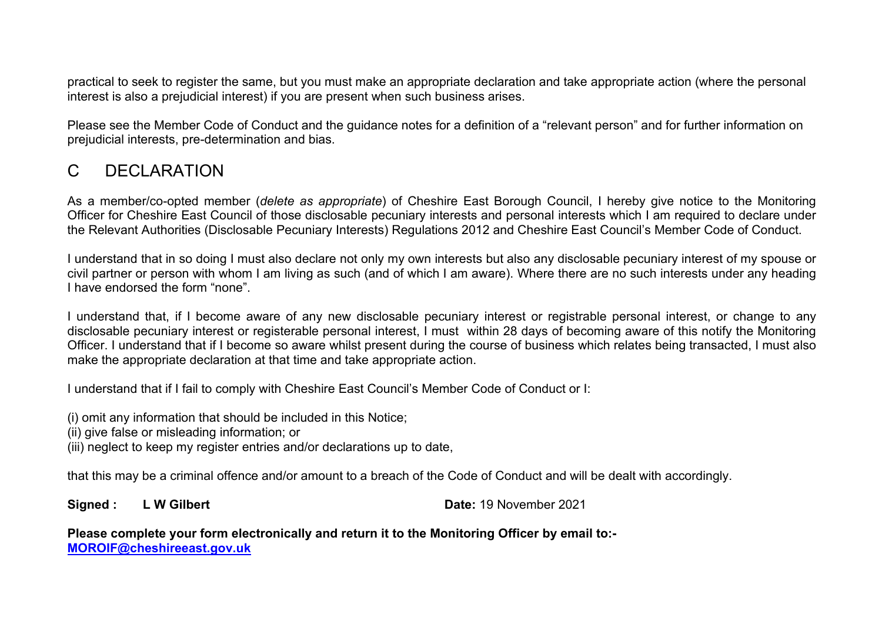practical to seek to register the same, but you must make an appropriate declaration and take appropriate action (where the personal interest is also a prejudicial interest) if you are present when such business arises.

Please see the Member Code of Conduct and the guidance notes for a definition of a "relevant person" and for further information on prejudicial interests, pre-determination and bias.

## C DECLARATION

As a member/co-opted member (*delete as appropriate*) of Cheshire East Borough Council, I hereby give notice to the Monitoring Officer for Cheshire East Council of those disclosable pecuniary interests and personal interests which I am required to declare under the Relevant Authorities (Disclosable Pecuniary Interests) Regulations 2012 and Cheshire East Council's Member Code of Conduct.

I understand that in so doing I must also declare not only my own interests but also any disclosable pecuniary interest of my spouse or civil partner or person with whom I am living as such (and of which I am aware). Where there are no such interests under any heading I have endorsed the form "none".

I understand that, if I become aware of any new disclosable pecuniary interest or registrable personal interest, or change to any disclosable pecuniary interest or registerable personal interest, I must within 28 days of becoming aware of this notify the Monitoring Officer. I understand that if I become so aware whilst present during the course of business which relates being transacted, I must also make the appropriate declaration at that time and take appropriate action.

I understand that if I fail to comply with Cheshire East Council's Member Code of Conduct or I:

(i) omit any information that should be included in this Notice;
(ii) give false or misleading information; or
(iii) neglect to keep my register entries and/or declarations up to date,

that this may be a criminal offence and/or amount to a breach of the Code of Conduct and will be dealt with accordingly.

**Signed : L W Gilbert** **Date:** 19 November 2021

**Please complete your form electronically and return it to the Monitoring Officer by email to:-**
**MOROIF@cheshireeast.gov.uk**